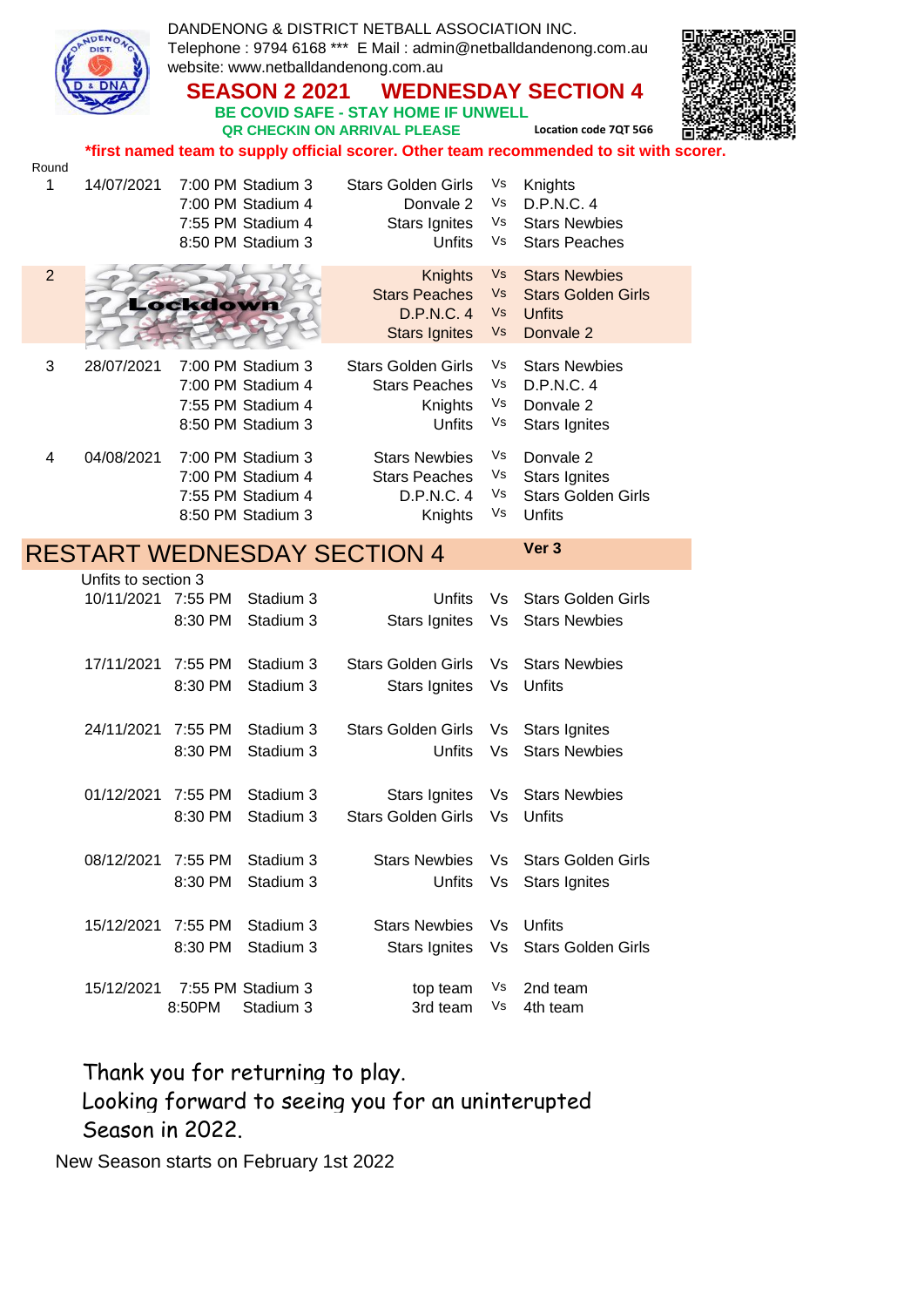DANDENONG & DISTRICT NETBALL ASSOCIATION INC.
Telephone : 9794 6168 *** E Mail : admin@netballdandenong.com.au
website: www.netballdandenong.com.au

# SEASON 2 2021 WEDNESDAY SECTION 4

**BE COVID SAFE - STAY HOME IF UNWELL**
**QR CHECKIN ON ARRIVAL PLEASE** **Location code 7QT 5G6**

***first named team to supply official scorer. Other team recommended to sit with scorer.**

| Round | Date | Time | Venue | Team | | Team |
|---|---|---|---|---|---|---|
| 1 | 14/07/2021 | 7:00 PM | Stadium 3 | Stars Golden Girls | Vs | Knights |
| | | 7:00 PM | Stadium 4 | Donvale 2 | Vs | D.P.N.C. 4 |
| | | 7:55 PM | Stadium 4 | Stars Ignites | Vs | Stars Newbies |
| | | 8:50 PM | Stadium 3 | Unfits | Vs | Stars Peaches |
| 2 | Lockdown | | | Knights | Vs | Stars Newbies |
| | | | | Stars Peaches | Vs | Stars Golden Girls |
| | | | | D.P.N.C. 4 | Vs | Unfits |
| | | | | Stars Ignites | Vs | Donvale 2 |
| 3 | 28/07/2021 | 7:00 PM | Stadium 3 | Stars Golden Girls | Vs | Stars Newbies |
| | | 7:00 PM | Stadium 4 | Stars Peaches | Vs | D.P.N.C. 4 |
| | | 7:55 PM | Stadium 4 | Knights | Vs | Donvale 2 |
| | | 8:50 PM | Stadium 3 | Unfits | Vs | Stars Ignites |
| 4 | 04/08/2021 | 7:00 PM | Stadium 3 | Stars Newbies | Vs | Donvale 2 |
| | | 7:00 PM | Stadium 4 | Stars Peaches | Vs | Stars Ignites |
| | | 7:55 PM | Stadium 4 | D.P.N.C. 4 | Vs | Stars Golden Girls |
| | | 8:50 PM | Stadium 3 | Knights | Vs | Unfits |

## RESTART WEDNESDAY SECTION 4

**Ver 3**

Unfits to section 3

| Date | Time | Venue | Team | | Team |
|---|---|---|---|---|---|
| 10/11/2021 | 7:55 PM | Stadium 3 | Unfits | Vs | Stars Golden Girls |
| | 8:30 PM | Stadium 3 | Stars Ignites | Vs | Stars Newbies |
| 17/11/2021 | 7:55 PM | Stadium 3 | Stars Golden Girls | Vs | Stars Newbies |
| | 8:30 PM | Stadium 3 | Stars Ignites | Vs | Unfits |
| 24/11/2021 | 7:55 PM | Stadium 3 | Stars Golden Girls | Vs | Stars Ignites |
| | 8:30 PM | Stadium 3 | Unfits | Vs | Stars Newbies |
| 01/12/2021 | 7:55 PM | Stadium 3 | Stars Ignites | Vs | Stars Newbies |
| | 8:30 PM | Stadium 3 | Stars Golden Girls | Vs | Unfits |
| 08/12/2021 | 7:55 PM | Stadium 3 | Stars Newbies | Vs | Stars Golden Girls |
| | 8:30 PM | Stadium 3 | Unfits | Vs | Stars Ignites |
| 15/12/2021 | 7:55 PM | Stadium 3 | Stars Newbies | Vs | Unfits |
| | 8:30 PM | Stadium 3 | Stars Ignites | Vs | Stars Golden Girls |
| 15/12/2021 | 7:55 PM | Stadium 3 | top team | Vs | 2nd team |
| | 8:50PM | Stadium 3 | 3rd team | Vs | 4th team |

Thank you for returning to play.
Looking forward to seeing you for an uninterupted Season in 2022.

New Season starts on February 1st 2022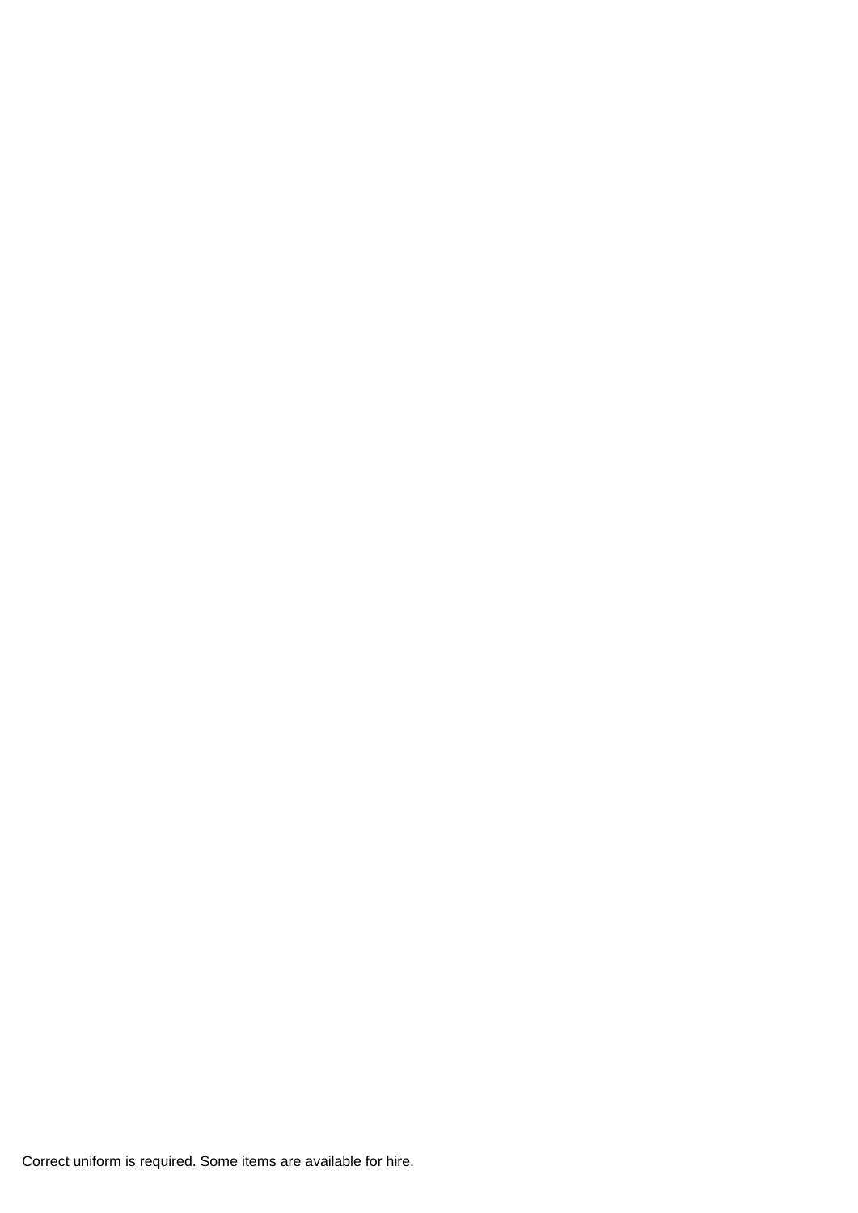Correct uniform is required. Some items are available for hire.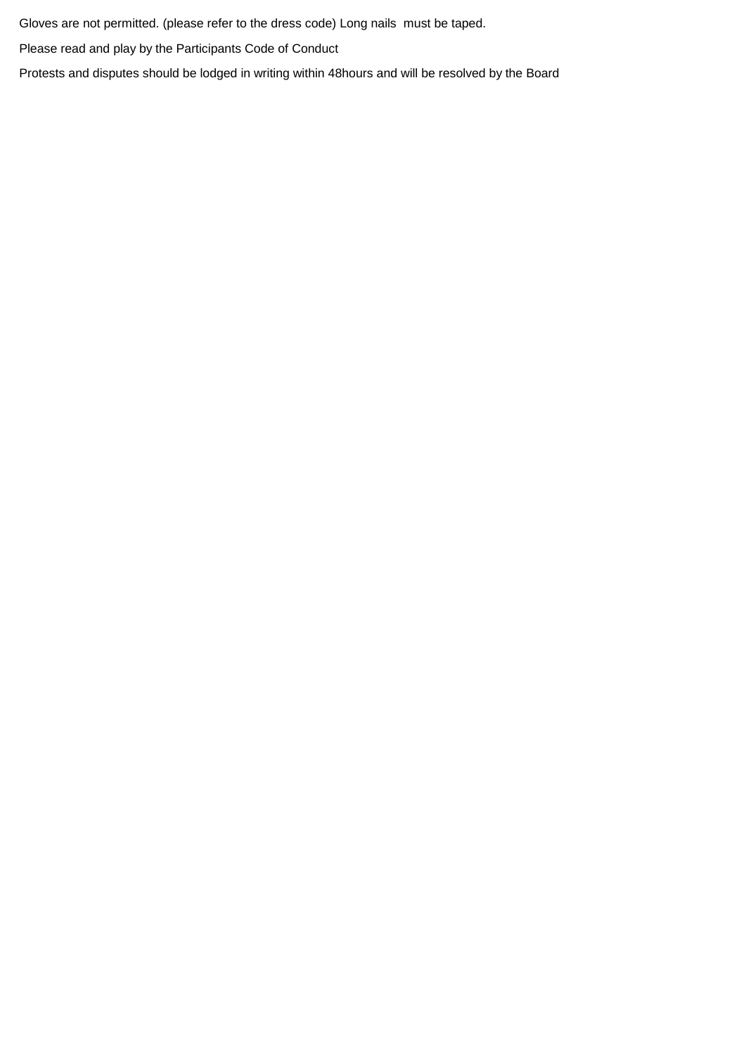Gloves are not permitted. (please refer to the dress code) Long nails must be taped.

Please read and play by the Participants Code of Conduct

Protests and disputes should be lodged in writing within 48hours and will be resolved by the Board